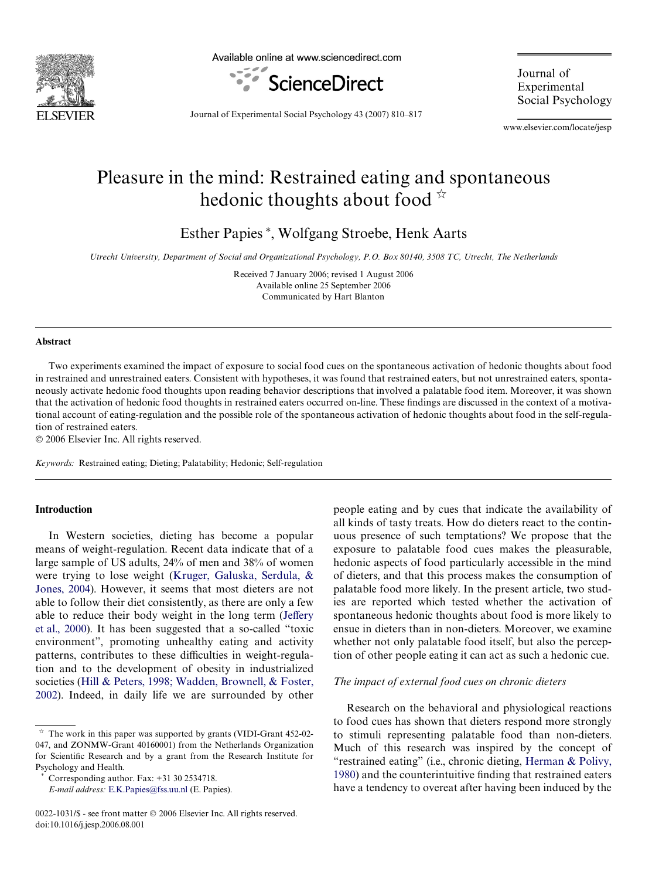# Pleasure in the mind: Restrained eating and spontaneous hedonic thoughts about food ☆

Esther Papies *, Wolfgang Stroebe, Henk Aarts

*Utrecht University, Department of Social and Organizational Psychology, P.O. Box 80140, 3508 TC, Utrecht, The Netherlands*

Received 7 January 2006; revised 1 August 2006
Available online 25 September 2006
Communicated by Hart Blanton

## Abstract

Two experiments examined the impact of exposure to social food cues on the spontaneous activation of hedonic thoughts about food in restrained and unrestrained eaters. Consistent with hypotheses, it was found that restrained eaters, but not unrestrained eaters, spontaneously activate hedonic food thoughts upon reading behavior descriptions that involved a palatable food item. Moreover, it was shown that the activation of hedonic food thoughts in restrained eaters occurred on-line. These findings are discussed in the context of a motivational account of eating-regulation and the possible role of the spontaneous activation of hedonic thoughts about food in the self-regulation of restrained eaters.

© 2006 Elsevier Inc. All rights reserved.

*Keywords:* Restrained eating; Dieting; Palatability; Hedonic; Self-regulation

## Introduction

In Western societies, dieting has become a popular means of weight-regulation. Recent data indicate that of a large sample of US adults, 24% of men and 38% of women were trying to lose weight (Kruger, Galuska, Serdula, & Jones, 2004). However, it seems that most dieters are not able to follow their diet consistently, as there are only a few able to reduce their body weight in the long term (Jeffery et al., 2000). It has been suggested that a so-called "toxic environment", promoting unhealthy eating and activity patterns, contributes to these difficulties in weight-regulation and to the development of obesity in industrialized societies (Hill & Peters, 1998; Wadden, Brownell, & Foster, 2002). Indeed, in daily life we are surrounded by other people eating and by cues that indicate the availability of all kinds of tasty treats. How do dieters react to the continuous presence of such temptations? We propose that the exposure to palatable food cues makes the pleasurable, hedonic aspects of food particularly accessible in the mind of dieters, and that this process makes the consumption of palatable food more likely. In the present article, two studies are reported which tested whether the activation of spontaneous hedonic thoughts about food is more likely to ensue in dieters than in non-dieters. Moreover, we examine whether not only palatable food itself, but also the perception of other people eating it can act as such a hedonic cue.

### *The impact of external food cues on chronic dieters*

Research on the behavioral and physiological reactions to food cues has shown that dieters respond more strongly to stimuli representing palatable food than non-dieters. Much of this research was inspired by the concept of "restrained eating" (i.e., chronic dieting, Herman & Polivy, 1980) and the counterintuitive finding that restrained eaters have a tendency to overeat after having been induced by the

☆ The work in this paper was supported by grants (VIDI-Grant 452-02-047, and ZONMW-Grant 40160001) from the Netherlands Organization for Scientific Research and by a grant from the Research Institute for Psychology and Health.

\* Corresponding author. Fax: +31 30 2534718.
*E-mail address:* E.K.Papies@fss.uu.nl (E. Papies).

0022-1031/$ - see front matter © 2006 Elsevier Inc. All rights reserved.
doi:10.1016/j.jesp.2006.08.001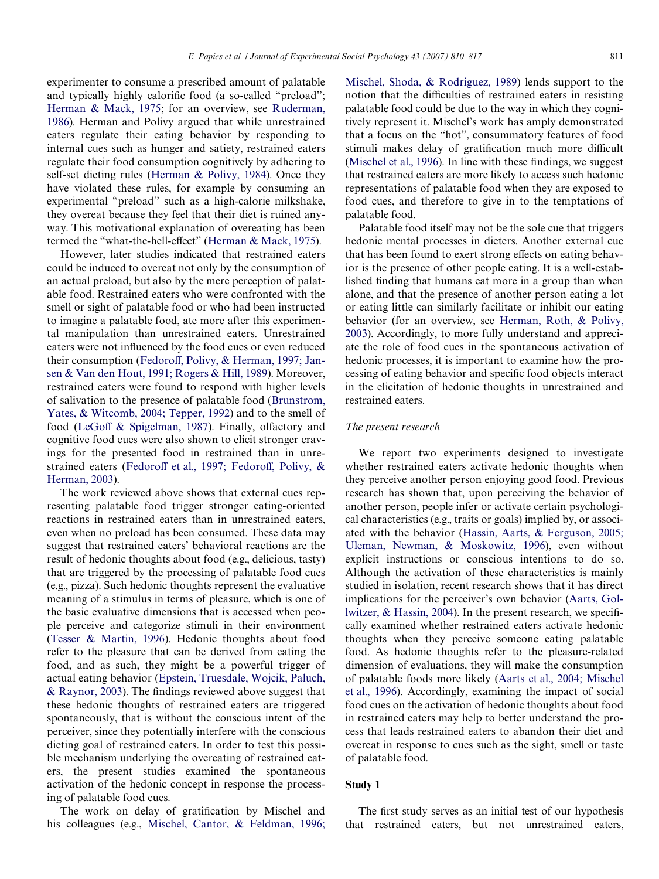experimenter to consume a prescribed amount of palatable and typically highly calorific food (a so-called "preload"; Herman & Mack, 1975; for an overview, see Ruderman, 1986). Herman and Polivy argued that while unrestrained eaters regulate their eating behavior by responding to internal cues such as hunger and satiety, restrained eaters regulate their food consumption cognitively by adhering to self-set dieting rules (Herman & Polivy, 1984). Once they have violated these rules, for example by consuming an experimental "preload" such as a high-calorie milkshake, they overeat because they feel that their diet is ruined anyway. This motivational explanation of overeating has been termed the "what-the-hell-effect" (Herman & Mack, 1975).

However, later studies indicated that restrained eaters could be induced to overeat not only by the consumption of an actual preload, but also by the mere perception of palatable food. Restrained eaters who were confronted with the smell or sight of palatable food or who had been instructed to imagine a palatable food, ate more after this experimental manipulation than unrestrained eaters. Unrestrained eaters were not influenced by the food cues or even reduced their consumption (Fedoroff, Polivy, & Herman, 1997; Jansen & Van den Hout, 1991; Rogers & Hill, 1989). Moreover, restrained eaters were found to respond with higher levels of salivation to the presence of palatable food (Brunstrom, Yates, & Witcomb, 2004; Tepper, 1992) and to the smell of food (LeGoff & Spigelman, 1987). Finally, olfactory and cognitive food cues were also shown to elicit stronger cravings for the presented food in restrained than in unrestrained eaters (Fedoroff et al., 1997; Fedoroff, Polivy, & Herman, 2003).

The work reviewed above shows that external cues representing palatable food trigger stronger eating-oriented reactions in restrained eaters than in unrestrained eaters, even when no preload has been consumed. These data may suggest that restrained eaters' behavioral reactions are the result of hedonic thoughts about food (e.g., delicious, tasty) that are triggered by the processing of palatable food cues (e.g., pizza). Such hedonic thoughts represent the evaluative meaning of a stimulus in terms of pleasure, which is one of the basic evaluative dimensions that is accessed when people perceive and categorize stimuli in their environment (Tesser & Martin, 1996). Hedonic thoughts about food refer to the pleasure that can be derived from eating the food, and as such, they might be a powerful trigger of actual eating behavior (Epstein, Truesdale, Wojcik, Paluch, & Raynor, 2003). The findings reviewed above suggest that these hedonic thoughts of restrained eaters are triggered spontaneously, that is without the conscious intent of the perceiver, since they potentially interfere with the conscious dieting goal of restrained eaters. In order to test this possible mechanism underlying the overeating of restrained eaters, the present studies examined the spontaneous activation of the hedonic concept in response the processing of palatable food cues.

The work on delay of gratification by Mischel and his colleagues (e.g., Mischel, Cantor, & Feldman, 1996; Mischel, Shoda, & Rodriguez, 1989) lends support to the notion that the difficulties of restrained eaters in resisting palatable food could be due to the way in which they cognitively represent it. Mischel's work has amply demonstrated that a focus on the "hot", consummatory features of food stimuli makes delay of gratification much more difficult (Mischel et al., 1996). In line with these findings, we suggest that restrained eaters are more likely to access such hedonic representations of palatable food when they are exposed to food cues, and therefore to give in to the temptations of palatable food.

Palatable food itself may not be the sole cue that triggers hedonic mental processes in dieters. Another external cue that has been found to exert strong effects on eating behavior is the presence of other people eating. It is a well-established finding that humans eat more in a group than when alone, and that the presence of another person eating a lot or eating little can similarly facilitate or inhibit our eating behavior (for an overview, see Herman, Roth, & Polivy, 2003). Accordingly, to more fully understand and appreciate the role of food cues in the spontaneous activation of hedonic processes, it is important to examine how the processing of eating behavior and specific food objects interact in the elicitation of hedonic thoughts in unrestrained and restrained eaters.

### *The present research*

We report two experiments designed to investigate whether restrained eaters activate hedonic thoughts when they perceive another person enjoying good food. Previous research has shown that, upon perceiving the behavior of another person, people infer or activate certain psychological characteristics (e.g., traits or goals) implied by, or associated with the behavior (Hassin, Aarts, & Ferguson, 2005; Uleman, Newman, & Moskowitz, 1996), even without explicit instructions or conscious intentions to do so. Although the activation of these characteristics is mainly studied in isolation, recent research shows that it has direct implications for the perceiver's own behavior (Aarts, Gollwitzer, & Hassin, 2004). In the present research, we specifically examined whether restrained eaters activate hedonic thoughts when they perceive someone eating palatable food. As hedonic thoughts refer to the pleasure-related dimension of evaluations, they will make the consumption of palatable foods more likely (Aarts et al., 2004; Mischel et al., 1996). Accordingly, examining the impact of social food cues on the activation of hedonic thoughts about food in restrained eaters may help to better understand the process that leads restrained eaters to abandon their diet and overeat in response to cues such as the sight, smell or taste of palatable food.

## Study 1

The first study serves as an initial test of our hypothesis that restrained eaters, but not unrestrained eaters,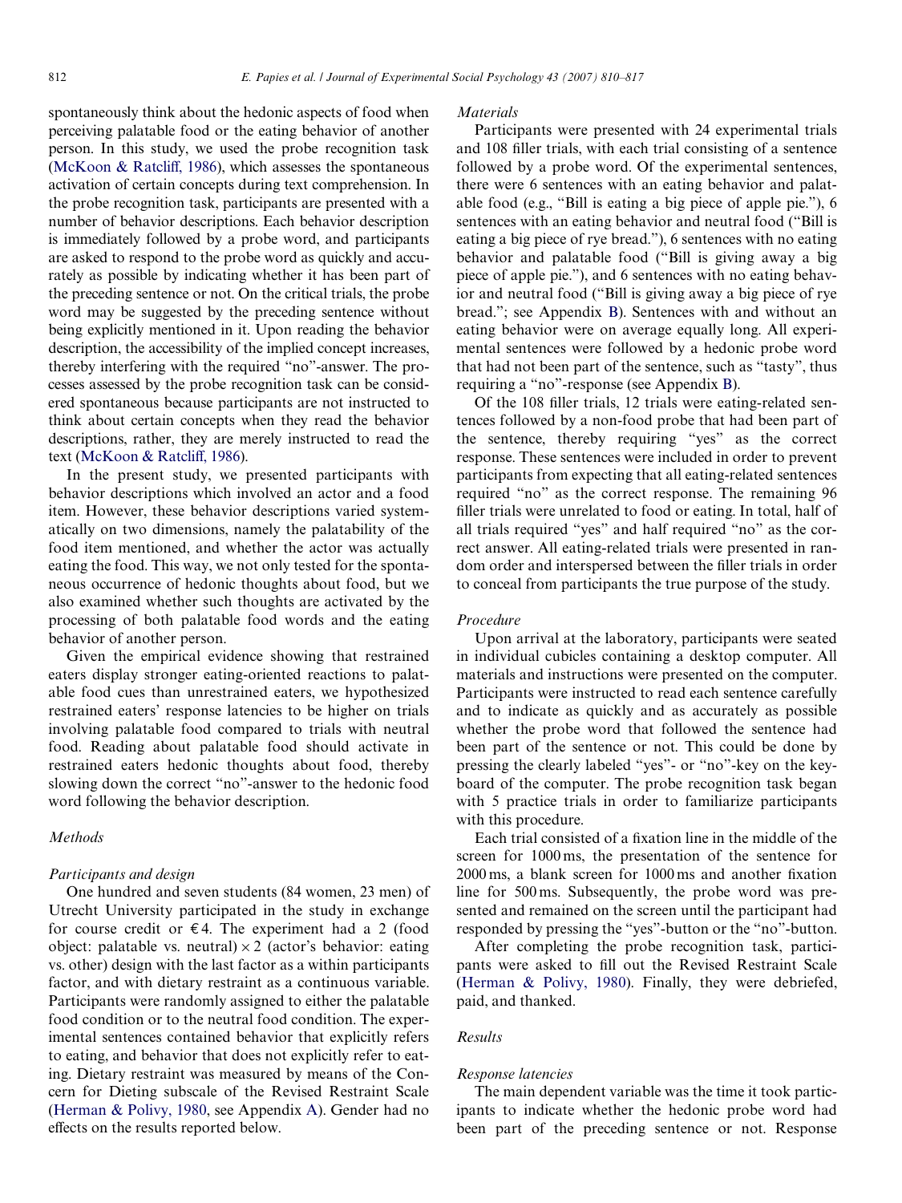spontaneously think about the hedonic aspects of food when perceiving palatable food or the eating behavior of another person. In this study, we used the probe recognition task (McKoon & Ratcliff, 1986), which assesses the spontaneous activation of certain concepts during text comprehension. In the probe recognition task, participants are presented with a number of behavior descriptions. Each behavior description is immediately followed by a probe word, and participants are asked to respond to the probe word as quickly and accurately as possible by indicating whether it has been part of the preceding sentence or not. On the critical trials, the probe word may be suggested by the preceding sentence without being explicitly mentioned in it. Upon reading the behavior description, the accessibility of the implied concept increases, thereby interfering with the required "no"-answer. The processes assessed by the probe recognition task can be considered spontaneous because participants are not instructed to think about certain concepts when they read the behavior descriptions, rather, they are merely instructed to read the text (McKoon & Ratcliff, 1986).

In the present study, we presented participants with behavior descriptions which involved an actor and a food item. However, these behavior descriptions varied systematically on two dimensions, namely the palatability of the food item mentioned, and whether the actor was actually eating the food. This way, we not only tested for the spontaneous occurrence of hedonic thoughts about food, but we also examined whether such thoughts are activated by the processing of both palatable food words and the eating behavior of another person.

Given the empirical evidence showing that restrained eaters display stronger eating-oriented reactions to palatable food cues than unrestrained eaters, we hypothesized restrained eaters' response latencies to be higher on trials involving palatable food compared to trials with neutral food. Reading about palatable food should activate in restrained eaters hedonic thoughts about food, thereby slowing down the correct "no"-answer to the hedonic food word following the behavior description.

## *Methods*

### *Participants and design*

One hundred and seven students (84 women, 23 men) of Utrecht University participated in the study in exchange for course credit or €4. The experiment had a 2 (food object: palatable vs. neutral) × 2 (actor's behavior: eating vs. other) design with the last factor as a within participants factor, and with dietary restraint as a continuous variable. Participants were randomly assigned to either the palatable food condition or to the neutral food condition. The experimental sentences contained behavior that explicitly refers to eating, and behavior that does not explicitly refer to eating. Dietary restraint was measured by means of the Concern for Dieting subscale of the Revised Restraint Scale (Herman & Polivy, 1980, see Appendix A). Gender had no effects on the results reported below.

### *Materials*

Participants were presented with 24 experimental trials and 108 filler trials, with each trial consisting of a sentence followed by a probe word. Of the experimental sentences, there were 6 sentences with an eating behavior and palatable food (e.g., "Bill is eating a big piece of apple pie."), 6 sentences with an eating behavior and neutral food ("Bill is eating a big piece of rye bread."), 6 sentences with no eating behavior and palatable food ("Bill is giving away a big piece of apple pie."), and 6 sentences with no eating behavior and neutral food ("Bill is giving away a big piece of rye bread."; see Appendix B). Sentences with and without an eating behavior were on average equally long. All experimental sentences were followed by a hedonic probe word that had not been part of the sentence, such as "tasty", thus requiring a "no"-response (see Appendix B).

Of the 108 filler trials, 12 trials were eating-related sentences followed by a non-food probe that had been part of the sentence, thereby requiring "yes" as the correct response. These sentences were included in order to prevent participants from expecting that all eating-related sentences required "no" as the correct response. The remaining 96 filler trials were unrelated to food or eating. In total, half of all trials required "yes" and half required "no" as the correct answer. All eating-related trials were presented in random order and interspersed between the filler trials in order to conceal from participants the true purpose of the study.

### *Procedure*

Upon arrival at the laboratory, participants were seated in individual cubicles containing a desktop computer. All materials and instructions were presented on the computer. Participants were instructed to read each sentence carefully and to indicate as quickly and as accurately as possible whether the probe word that followed the sentence had been part of the sentence or not. This could be done by pressing the clearly labeled "yes"- or "no"-key on the keyboard of the computer. The probe recognition task began with 5 practice trials in order to familiarize participants with this procedure.

Each trial consisted of a fixation line in the middle of the screen for 1000 ms, the presentation of the sentence for 2000 ms, a blank screen for 1000 ms and another fixation line for 500 ms. Subsequently, the probe word was presented and remained on the screen until the participant had responded by pressing the "yes"-button or the "no"-button.

After completing the probe recognition task, participants were asked to fill out the Revised Restraint Scale (Herman & Polivy, 1980). Finally, they were debriefed, paid, and thanked.

## *Results*

### *Response latencies*

The main dependent variable was the time it took participants to indicate whether the hedonic probe word had been part of the preceding sentence or not. Response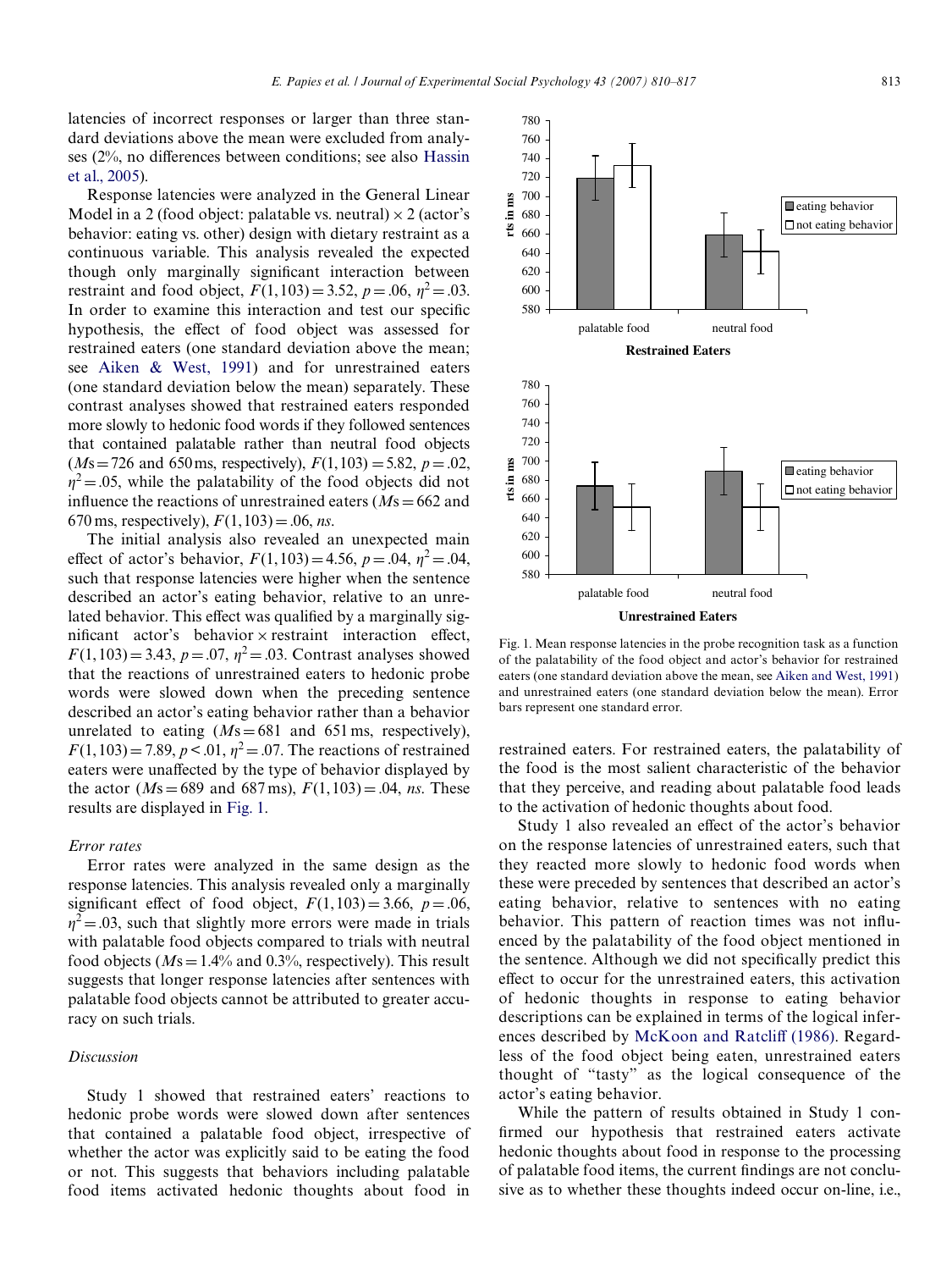latencies of incorrect responses or larger than three standard deviations above the mean were excluded from analyses (2%, no differences between conditions; see also Hassin et al., 2005).

Response latencies were analyzed in the General Linear Model in a 2 (food object: palatable vs. neutral) × 2 (actor's behavior: eating vs. other) design with dietary restraint as a continuous variable. This analysis revealed the expected though only marginally significant interaction between restraint and food object, $F(1, 103) = 3.52$, $p = .06$, $\eta^2 = .03$. In order to examine this interaction and test our specific hypothesis, the effect of food object was assessed for restrained eaters (one standard deviation above the mean; see Aiken & West, 1991) and for unrestrained eaters (one standard deviation below the mean) separately. These contrast analyses showed that restrained eaters responded more slowly to hedonic food words if they followed sentences that contained palatable rather than neutral food objects ($M$s = 726 and 650 ms, respectively), $F(1, 103) = 5.82$, $p = .02$, $\eta^2 = .05$, while the palatability of the food objects did not influence the reactions of unrestrained eaters ($M$s = 662 and 670 ms, respectively), $F(1, 103) = .06$, *ns*.

The initial analysis also revealed an unexpected main effect of actor's behavior, $F(1, 103) = 4.56$, $p = .04$, $\eta^2 = .04$, such that response latencies were higher when the sentence described an actor's eating behavior, relative to an unrelated behavior. This effect was qualified by a marginally significant actor's behavior × restraint interaction effect, $F(1, 103) = 3.43$, $p = .07$, $\eta^2 = .03$. Contrast analyses showed that the reactions of unrestrained eaters to hedonic probe words were slowed down when the preceding sentence described an actor's eating behavior rather than a behavior unrelated to eating ($M$s = 681 and 651 ms, respectively), $F(1, 103) = 7.89$, $p < .01$, $\eta^2 = .07$. The reactions of restrained eaters were unaffected by the type of behavior displayed by the actor ($M$s = 689 and 687 ms), $F(1, 103) = .04$, *ns*. These results are displayed in Fig. 1.

Fig. 1. Mean response latencies in the probe recognition task as a function of the palatability of the food object and actor's behavior for restrained eaters (one standard deviation above the mean, see Aiken and West, 1991) and unrestrained eaters (one standard deviation below the mean). Error bars represent one standard error.

### *Error rates*

Error rates were analyzed in the same design as the response latencies. This analysis revealed only a marginally significant effect of food object, $F(1, 103) = 3.66$, $p = .06$, $\eta^2 = .03$, such that slightly more errors were made in trials with palatable food objects compared to trials with neutral food objects ($M$s = 1.4% and 0.3%, respectively). This result suggests that longer response latencies after sentences with palatable food objects cannot be attributed to greater accuracy on such trials.

### *Discussion*

Study 1 showed that restrained eaters' reactions to hedonic probe words were slowed down after sentences that contained a palatable food object, irrespective of whether the actor was explicitly said to be eating the food or not. This suggests that behaviors including palatable food items activated hedonic thoughts about food in restrained eaters. For restrained eaters, the palatability of the food is the most salient characteristic of the behavior that they perceive, and reading about palatable food leads to the activation of hedonic thoughts about food.

Study 1 also revealed an effect of the actor's behavior on the response latencies of unrestrained eaters, such that they reacted more slowly to hedonic food words when these were preceded by sentences that described an actor's eating behavior, relative to sentences with no eating behavior. This pattern of reaction times was not influenced by the palatability of the food object mentioned in the sentence. Although we did not specifically predict this effect to occur for the unrestrained eaters, this activation of hedonic thoughts in response to eating behavior descriptions can be explained in terms of the logical inferences described by McKoon and Ratcliff (1986). Regardless of the food object being eaten, unrestrained eaters thought of "tasty" as the logical consequence of the actor's eating behavior.

While the pattern of results obtained in Study 1 confirmed our hypothesis that restrained eaters activate hedonic thoughts about food in response to the processing of palatable food items, the current findings are not conclusive as to whether these thoughts indeed occur on-line, i.e.,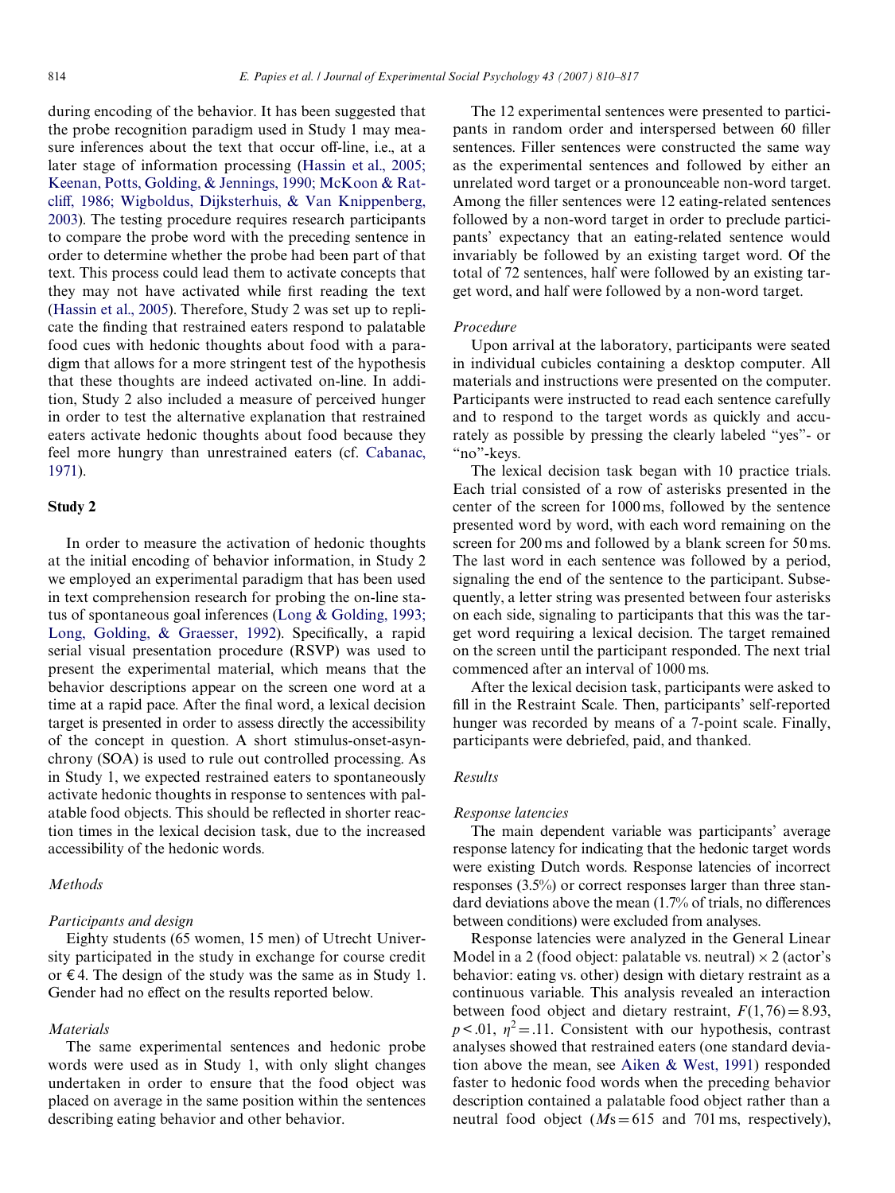during encoding of the behavior. It has been suggested that the probe recognition paradigm used in Study 1 may measure inferences about the text that occur off-line, i.e., at a later stage of information processing (Hassin et al., 2005; Keenan, Potts, Golding, & Jennings, 1990; McKoon & Ratcliff, 1986; Wigboldus, Dijksterhuis, & Van Knippenberg, 2003). The testing procedure requires research participants to compare the probe word with the preceding sentence in order to determine whether the probe had been part of that text. This process could lead them to activate concepts that they may not have activated while first reading the text (Hassin et al., 2005). Therefore, Study 2 was set up to replicate the finding that restrained eaters respond to palatable food cues with hedonic thoughts about food with a paradigm that allows for a more stringent test of the hypothesis that these thoughts are indeed activated on-line. In addition, Study 2 also included a measure of perceived hunger in order to test the alternative explanation that restrained eaters activate hedonic thoughts about food because they feel more hungry than unrestrained eaters (cf. Cabanac, 1971).

## Study 2

In order to measure the activation of hedonic thoughts at the initial encoding of behavior information, in Study 2 we employed an experimental paradigm that has been used in text comprehension research for probing the on-line status of spontaneous goal inferences (Long & Golding, 1993; Long, Golding, & Graesser, 1992). Specifically, a rapid serial visual presentation procedure (RSVP) was used to present the experimental material, which means that the behavior descriptions appear on the screen one word at a time at a rapid pace. After the final word, a lexical decision target is presented in order to assess directly the accessibility of the concept in question. A short stimulus-onset-asynchrony (SOA) is used to rule out controlled processing. As in Study 1, we expected restrained eaters to spontaneously activate hedonic thoughts in response to sentences with palatable food objects. This should be reflected in shorter reaction times in the lexical decision task, due to the increased accessibility of the hedonic words.

### *Methods*

#### *Participants and design*

Eighty students (65 women, 15 men) of Utrecht University participated in the study in exchange for course credit or €4. The design of the study was the same as in Study 1. Gender had no effect on the results reported below.

#### *Materials*

The same experimental sentences and hedonic probe words were used as in Study 1, with only slight changes undertaken in order to ensure that the food object was placed on average in the same position within the sentences describing eating behavior and other behavior.

The 12 experimental sentences were presented to participants in random order and interspersed between 60 filler sentences. Filler sentences were constructed the same way as the experimental sentences and followed by either an unrelated word target or a pronounceable non-word target. Among the filler sentences were 12 eating-related sentences followed by a non-word target in order to preclude participants' expectancy that an eating-related sentence would invariably be followed by an existing target word. Of the total of 72 sentences, half were followed by an existing target word, and half were followed by a non-word target.

#### *Procedure*

Upon arrival at the laboratory, participants were seated in individual cubicles containing a desktop computer. All materials and instructions were presented on the computer. Participants were instructed to read each sentence carefully and to respond to the target words as quickly and accurately as possible by pressing the clearly labeled "yes"- or "no"-keys.

The lexical decision task began with 10 practice trials. Each trial consisted of a row of asterisks presented in the center of the screen for 1000 ms, followed by the sentence presented word by word, with each word remaining on the screen for 200 ms and followed by a blank screen for 50 ms. The last word in each sentence was followed by a period, signaling the end of the sentence to the participant. Subsequently, a letter string was presented between four asterisks on each side, signaling to participants that this was the target word requiring a lexical decision. The target remained on the screen until the participant responded. The next trial commenced after an interval of 1000 ms.

After the lexical decision task, participants were asked to fill in the Restraint Scale. Then, participants' self-reported hunger was recorded by means of a 7-point scale. Finally, participants were debriefed, paid, and thanked.

### *Results*

#### *Response latencies*

The main dependent variable was participants' average response latency for indicating that the hedonic target words were existing Dutch words. Response latencies of incorrect responses (3.5%) or correct responses larger than three standard deviations above the mean (1.7% of trials, no differences between conditions) were excluded from analyses.

Response latencies were analyzed in the General Linear Model in a 2 (food object: palatable vs. neutral) × 2 (actor's behavior: eating vs. other) design with dietary restraint as a continuous variable. This analysis revealed an interaction between food object and dietary restraint, $F(1, 76) = 8.93$, $p < .01$, $\eta^2 = .11$. Consistent with our hypothesis, contrast analyses showed that restrained eaters (one standard deviation above the mean, see Aiken & West, 1991) responded faster to hedonic food words when the preceding behavior description contained a palatable food object rather than a neutral food object ($M$s = 615 and 701 ms, respectively),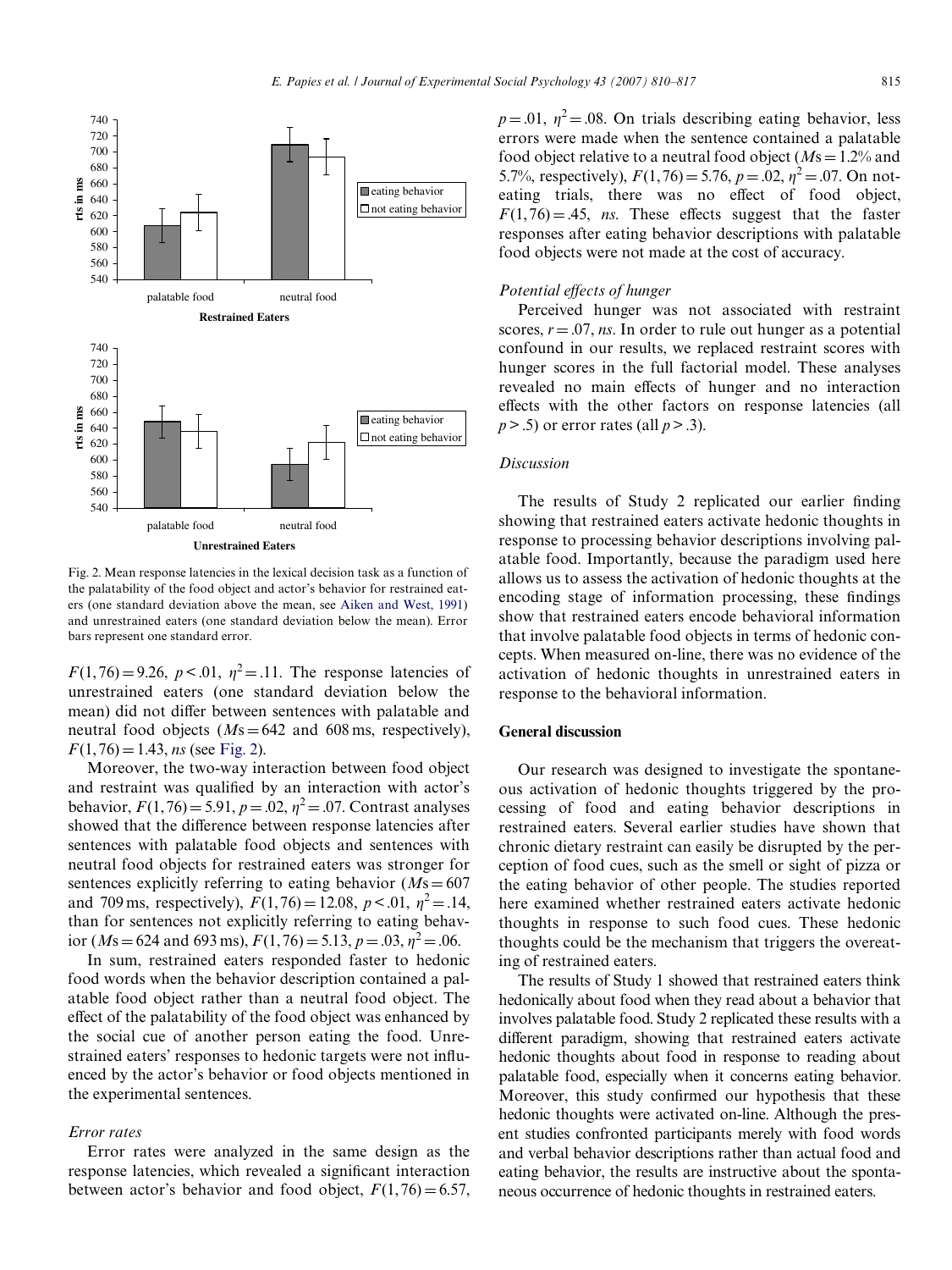Fig. 2. Mean response latencies in the lexical decision task as a function of the palatability of the food object and actor's behavior for restrained eaters (one standard deviation above the mean, see Aiken and West, 1991) and unrestrained eaters (one standard deviation below the mean). Error bars represent one standard error.

$F(1,76) = 9.26$, $p < .01$, $\eta^2 = .11$. The response latencies of unrestrained eaters (one standard deviation below the mean) did not differ between sentences with palatable and neutral food objects ($M$s = 642 and 608 ms, respectively), $F(1,76) = 1.43$, *ns* (see Fig. 2).

Moreover, the two-way interaction between food object and restraint was qualified by an interaction with actor's behavior, $F(1,76) = 5.91$, $p = .02$, $\eta^2 = .07$. Contrast analyses showed that the difference between response latencies after sentences with palatable food objects and sentences with neutral food objects for restrained eaters was stronger for sentences explicitly referring to eating behavior ($M$s = 607 and 709 ms, respectively), $F(1,76) = 12.08$, $p < .01$, $\eta^2 = .14$, than for sentences not explicitly referring to eating behavior ($M$s = 624 and 693 ms), $F(1,76) = 5.13$, $p = .03$, $\eta^2 = .06$.

In sum, restrained eaters responded faster to hedonic food words when the behavior description contained a palatable food object rather than a neutral food object. The effect of the palatability of the food object was enhanced by the social cue of another person eating the food. Unrestrained eaters' responses to hedonic targets were not influenced by the actor's behavior or food objects mentioned in the experimental sentences.

### *Error rates*

Error rates were analyzed in the same design as the response latencies, which revealed a significant interaction between actor's behavior and food object, $F(1,76) = 6.57$, $p = .01$, $\eta^2 = .08$. On trials describing eating behavior, less errors were made when the sentence contained a palatable food object relative to a neutral food object ($M$s = 1.2% and 5.7%, respectively), $F(1,76) = 5.76$, $p = .02$, $\eta^2 = .07$. On not-eating trials, there was no effect of food object, $F(1,76) = .45$, *ns*. These effects suggest that the faster responses after eating behavior descriptions with palatable food objects were not made at the cost of accuracy.

### *Potential effects of hunger*

Perceived hunger was not associated with restraint scores, $r = .07$, *ns*. In order to rule out hunger as a potential confound in our results, we replaced restraint scores with hunger scores in the full factorial model. These analyses revealed no main effects of hunger and no interaction effects with the other factors on response latencies (all $p > .5$) or error rates (all $p > .3$).

### *Discussion*

The results of Study 2 replicated our earlier finding showing that restrained eaters activate hedonic thoughts in response to processing behavior descriptions involving palatable food. Importantly, because the paradigm used here allows us to assess the activation of hedonic thoughts at the encoding stage of information processing, these findings show that restrained eaters encode behavioral information that involve palatable food objects in terms of hedonic concepts. When measured on-line, there was no evidence of the activation of hedonic thoughts in unrestrained eaters in response to the behavioral information.

## General discussion

Our research was designed to investigate the spontaneous activation of hedonic thoughts triggered by the processing of food and eating behavior descriptions in restrained eaters. Several earlier studies have shown that chronic dietary restraint can easily be disrupted by the perception of food cues, such as the smell or sight of pizza or the eating behavior of other people. The studies reported here examined whether restrained eaters activate hedonic thoughts in response to such food cues. These hedonic thoughts could be the mechanism that triggers the overeating of restrained eaters.

The results of Study 1 showed that restrained eaters think hedonically about food when they read about a behavior that involves palatable food. Study 2 replicated these results with a different paradigm, showing that restrained eaters activate hedonic thoughts about food in response to reading about palatable food, especially when it concerns eating behavior. Moreover, this study confirmed our hypothesis that these hedonic thoughts were activated on-line. Although the present studies confronted participants merely with food words and verbal behavior descriptions rather than actual food and eating behavior, the results are instructive about the spontaneous occurrence of hedonic thoughts in restrained eaters.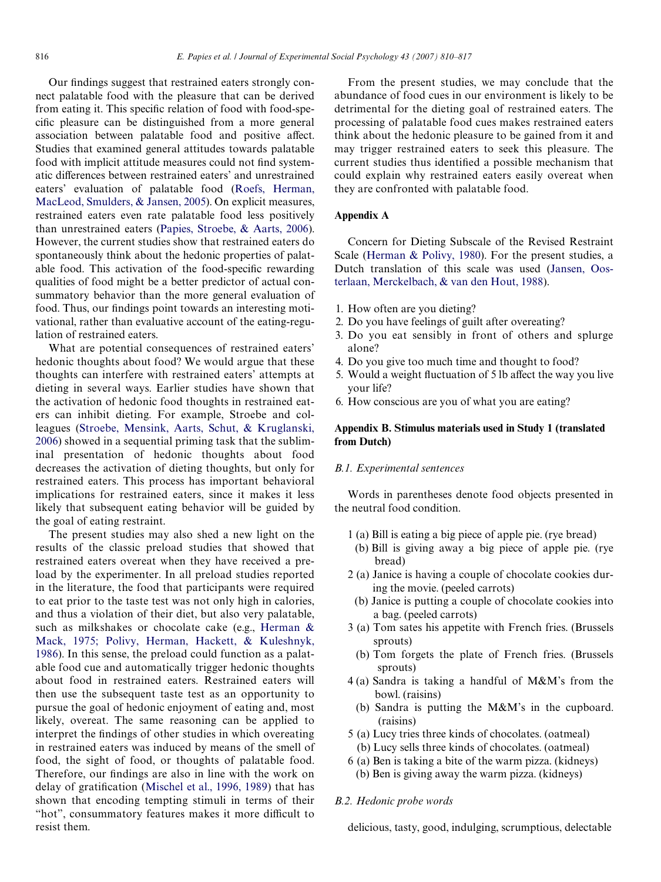Our findings suggest that restrained eaters strongly connect palatable food with the pleasure that can be derived from eating it. This specific relation of food with food-specific pleasure can be distinguished from a more general association between palatable food and positive affect. Studies that examined general attitudes towards palatable food with implicit attitude measures could not find systematic differences between restrained eaters' and unrestrained eaters' evaluation of palatable food (Roefs, Herman, MacLeod, Smulders, & Jansen, 2005). On explicit measures, restrained eaters even rate palatable food less positively than unrestrained eaters (Papies, Stroebe, & Aarts, 2006). However, the current studies show that restrained eaters do spontaneously think about the hedonic properties of palatable food. This activation of the food-specific rewarding qualities of food might be a better predictor of actual consummatory behavior than the more general evaluation of food. Thus, our findings point towards an interesting motivational, rather than evaluative account of the eating-regulation of restrained eaters.

What are potential consequences of restrained eaters' hedonic thoughts about food? We would argue that these thoughts can interfere with restrained eaters' attempts at dieting in several ways. Earlier studies have shown that the activation of hedonic food thoughts in restrained eaters can inhibit dieting. For example, Stroebe and colleagues (Stroebe, Mensink, Aarts, Schut, & Kruglanski, 2006) showed in a sequential priming task that the subliminal presentation of hedonic thoughts about food decreases the activation of dieting thoughts, but only for restrained eaters. This process has important behavioral implications for restrained eaters, since it makes it less likely that subsequent eating behavior will be guided by the goal of eating restraint.

The present studies may also shed a new light on the results of the classic preload studies that showed that restrained eaters overeat when they have received a preload by the experimenter. In all preload studies reported in the literature, the food that participants were required to eat prior to the taste test was not only high in calories, and thus a violation of their diet, but also very palatable, such as milkshakes or chocolate cake (e.g., Herman & Mack, 1975; Polivy, Herman, Hackett, & Kuleshnyk, 1986). In this sense, the preload could function as a palatable food cue and automatically trigger hedonic thoughts about food in restrained eaters. Restrained eaters will then use the subsequent taste test as an opportunity to pursue the goal of hedonic enjoyment of eating and, most likely, overeat. The same reasoning can be applied to interpret the findings of other studies in which overeating in restrained eaters was induced by means of the smell of food, the sight of food, or thoughts of palatable food. Therefore, our findings are also in line with the work on delay of gratification (Mischel et al., 1996, 1989) that has shown that encoding tempting stimuli in terms of their "hot", consummatory features makes it more difficult to resist them.

From the present studies, we may conclude that the abundance of food cues in our environment is likely to be detrimental for the dieting goal of restrained eaters. The processing of palatable food cues makes restrained eaters think about the hedonic pleasure to be gained from it and may trigger restrained eaters to seek this pleasure. The current studies thus identified a possible mechanism that could explain why restrained eaters easily overeat when they are confronted with palatable food.

## Appendix A

Concern for Dieting Subscale of the Revised Restraint Scale (Herman & Polivy, 1980). For the present studies, a Dutch translation of this scale was used (Jansen, Oosterlaan, Merckelbach, & van den Hout, 1988).

1. How often are you dieting?
2. Do you have feelings of guilt after overeating?
3. Do you eat sensibly in front of others and splurge alone?
4. Do you give too much time and thought to food?
5. Would a weight fluctuation of 5 lb affect the way you live your life?
6. How conscious are you of what you are eating?

## Appendix B. Stimulus materials used in Study 1 (translated from Dutch)

### *B.1. Experimental sentences*

Words in parentheses denote food objects presented in the neutral food condition.

1 (a) Bill is eating a big piece of apple pie. (rye bread)
  (b) Bill is giving away a big piece of apple pie. (rye bread)
2 (a) Janice is having a couple of chocolate cookies during the movie. (peeled carrots)
  (b) Janice is putting a couple of chocolate cookies into a bag. (peeled carrots)
3 (a) Tom sates his appetite with French fries. (Brussels sprouts)
  (b) Tom forgets the plate of French fries. (Brussels sprouts)
4 (a) Sandra is taking a handful of M&M's from the bowl. (raisins)
  (b) Sandra is putting the M&M's in the cupboard. (raisins)
5 (a) Lucy tries three kinds of chocolates. (oatmeal)
  (b) Lucy sells three kinds of chocolates. (oatmeal)
6 (a) Ben is taking a bite of the warm pizza. (kidneys)
  (b) Ben is giving away the warm pizza. (kidneys)

### *B.2. Hedonic probe words*

delicious, tasty, good, indulging, scrumptious, delectable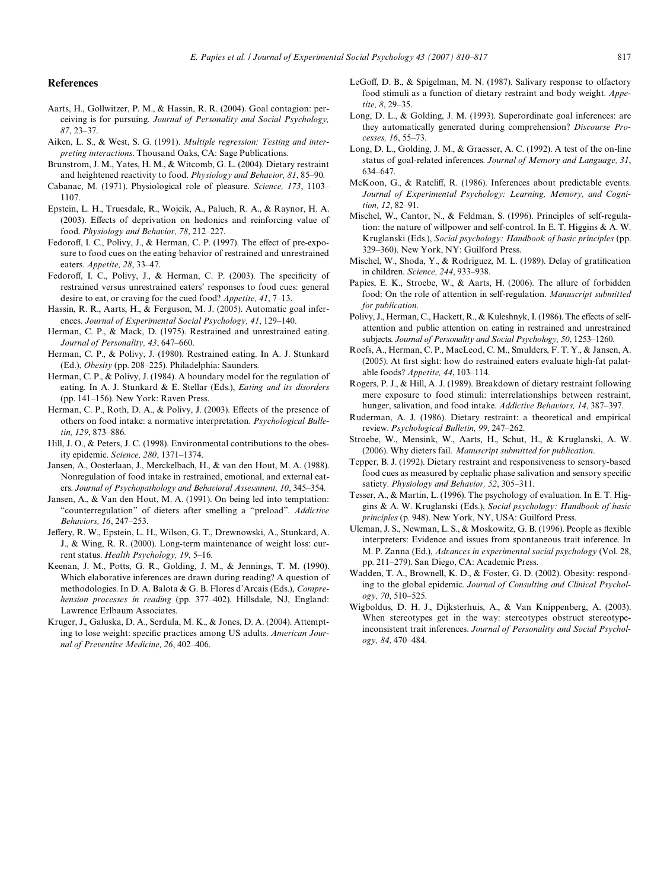## References

Aarts, H., Gollwitzer, P. M., & Hassin, R. R. (2004). Goal contagion: perceiving is for pursuing. *Journal of Personality and Social Psychology, 87*, 23–37.

Aiken, L. S., & West, S. G. (1991). *Multiple regression: Testing and interpreting interactions*. Thousand Oaks, CA: Sage Publications.

Brunstrom, J. M., Yates, H. M., & Witcomb, G. L. (2004). Dietary restraint and heightened reactivity to food. *Physiology and Behavior, 81*, 85–90.

Cabanac, M. (1971). Physiological role of pleasure. *Science, 173*, 1103–1107.

Epstein, L. H., Truesdale, R., Wojcik, A., Paluch, R. A., & Raynor, H. A. (2003). Effects of deprivation on hedonics and reinforcing value of food. *Physiology and Behavior, 78*, 212–227.

Fedoroff, I. C., Polivy, J., & Herman, C. P. (1997). The effect of pre-exposure to food cues on the eating behavior of restrained and unrestrained eaters. *Appetite, 28*, 33–47.

Fedoroff, I. C., Polivy, J., & Herman, C. P. (2003). The specificity of restrained versus unrestrained eaters' responses to food cues: general desire to eat, or craving for the cued food? *Appetite, 41*, 7–13.

Hassin, R. R., Aarts, H., & Ferguson, M. J. (2005). Automatic goal inferences. *Journal of Experimental Social Psychology, 41*, 129–140.

Herman, C. P., & Mack, D. (1975). Restrained and unrestrained eating. *Journal of Personality, 43*, 647–660.

Herman, C. P., & Polivy, J. (1980). Restrained eating. In A. J. Stunkard (Ed.), *Obesity* (pp. 208–225). Philadelphia: Saunders.

Herman, C. P., & Polivy, J. (1984). A boundary model for the regulation of eating. In A. J. Stunkard & E. Stellar (Eds.), *Eating and its disorders* (pp. 141–156). New York: Raven Press.

Herman, C. P., Roth, D. A., & Polivy, J. (2003). Effects of the presence of others on food intake: a normative interpretation. *Psychological Bulletin, 129*, 873–886.

Hill, J. O., & Peters, J. C. (1998). Environmental contributions to the obesity epidemic. *Science, 280*, 1371–1374.

Jansen, A., Oosterlaan, J., Merckelbach, H., & van den Hout, M. A. (1988). Nonregulation of food intake in restrained, emotional, and external eaters. *Journal of Psychopathology and Behavioral Assessment, 10*, 345–354.

Jansen, A., & Van den Hout, M. A. (1991). On being led into temptation: "counterregulation" of dieters after smelling a "preload". *Addictive Behaviors, 16*, 247–253.

Jeffery, R. W., Epstein, L. H., Wilson, G. T., Drewnowski, A., Stunkard, A. J., & Wing, R. R. (2000). Long-term maintenance of weight loss: current status. *Health Psychology, 19*, 5–16.

Keenan, J. M., Potts, G. R., Golding, J. M., & Jennings, T. M. (1990). Which elaborative inferences are drawn during reading? A question of methodologies. In D. A. Balota & G. B. Flores d'Arcais (Eds.), *Comprehension processes in reading* (pp. 377–402). Hillsdale, NJ, England: Lawrence Erlbaum Associates.

Kruger, J., Galuska, D. A., Serdula, M. K., & Jones, D. A. (2004). Attempting to lose weight: specific practices among US adults. *American Journal of Preventive Medicine, 26*, 402–406.

LeGoff, D. B., & Spigelman, M. N. (1987). Salivary response to olfactory food stimuli as a function of dietary restraint and body weight. *Appetite, 8*, 29–35.

Long, D. L., & Golding, J. M. (1993). Superordinate goal inferences: are they automatically generated during comprehension? *Discourse Processes, 16*, 55–73.

Long, D. L., Golding, J. M., & Graesser, A. C. (1992). A test of the on-line status of goal-related inferences. *Journal of Memory and Language, 31*, 634–647.

McKoon, G., & Ratcliff, R. (1986). Inferences about predictable events. *Journal of Experimental Psychology: Learning, Memory, and Cognition, 12*, 82–91.

Mischel, W., Cantor, N., & Feldman, S. (1996). Principles of self-regulation: the nature of willpower and self-control. In E. T. Higgins & A. W. Kruglanski (Eds.), *Social psychology: Handbook of basic principles* (pp. 329–360). New York, NY: Guilford Press.

Mischel, W., Shoda, Y., & Rodriguez, M. L. (1989). Delay of gratification in children. *Science, 244*, 933–938.

Papies, E. K., Stroebe, W., & Aarts, H. (2006). The allure of forbidden food: On the role of attention in self-regulation. *Manuscript submitted for publication*.

Polivy, J., Herman, C., Hackett, R., & Kuleshnyk, I. (1986). The effects of self-attention and public attention on eating in restrained and unrestrained subjects. *Journal of Personality and Social Psychology, 50*, 1253–1260.

Roefs, A., Herman, C. P., MacLeod, C. M., Smulders, F. T. Y., & Jansen, A. (2005). At first sight: how do restrained eaters evaluate high-fat palatable foods? *Appetite, 44*, 103–114.

Rogers, P. J., & Hill, A. J. (1989). Breakdown of dietary restraint following mere exposure to food stimuli: interrelationships between restraint, hunger, salivation, and food intake. *Addictive Behaviors, 14*, 387–397.

Ruderman, A. J. (1986). Dietary restraint: a theoretical and empirical review. *Psychological Bulletin, 99*, 247–262.

Stroebe, W., Mensink, W., Aarts, H., Schut, H., & Kruglanski, A. W. (2006). Why dieters fail. *Manuscript submitted for publication*.

Tepper, B. J. (1992). Dietary restraint and responsiveness to sensory-based food cues as measured by cephalic phase salivation and sensory specific satiety. *Physiology and Behavior, 52*, 305–311.

Tesser, A., & Martin, L. (1996). The psychology of evaluation. In E. T. Higgins & A. W. Kruglanski (Eds.), *Social psychology: Handbook of basic principles* (p. 948). New York, NY, USA: Guilford Press.

Uleman, J. S., Newman, L. S., & Moskowitz, G. B. (1996). People as flexible interpreters: Evidence and issues from spontaneous trait inference. In M. P. Zanna (Ed.), *Advances in experimental social psychology* (Vol. 28, pp. 211–279). San Diego, CA: Academic Press.

Wadden, T. A., Brownell, K. D., & Foster, G. D. (2002). Obesity: responding to the global epidemic. *Journal of Consulting and Clinical Psychology, 70*, 510–525.

Wigboldus, D. H. J., Dijksterhuis, A., & Van Knippenberg, A. (2003). When stereotypes get in the way: stereotypes obstruct stereotype-inconsistent trait inferences. *Journal of Personality and Social Psychology, 84*, 470–484.